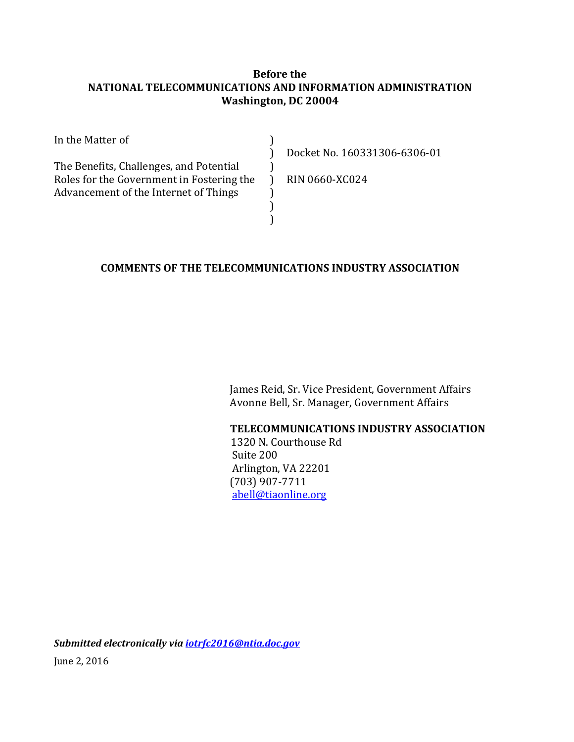**Before the**
**NATIONAL TELECOMMUNICATIONS AND INFORMATION ADMINISTRATION**
**Washington, DC 20004**

| | | |
|---|---|---|
| In the Matter of | ) | |
| | ) | Docket No. 160331306-6306-01 |
| The Benefits, Challenges, and Potential | ) | |
| Roles for the Government in Fostering the | ) | RIN 0660-XC024 |
| Advancement of the Internet of Things | ) | |
| | ) | |
| | ) | |

**COMMENTS OF THE TELECOMMUNICATIONS INDUSTRY ASSOCIATION**

James Reid, Sr. Vice President, Government Affairs
Avonne Bell, Sr. Manager, Government Affairs

**TELECOMMUNICATIONS INDUSTRY ASSOCIATION**
1320 N. Courthouse Rd
Suite 200
Arlington, VA 22201
(703) 907-7711
abell@tiaonline.org

***Submitted electronically via iotrfc2016@ntia.doc.gov***

June 2, 2016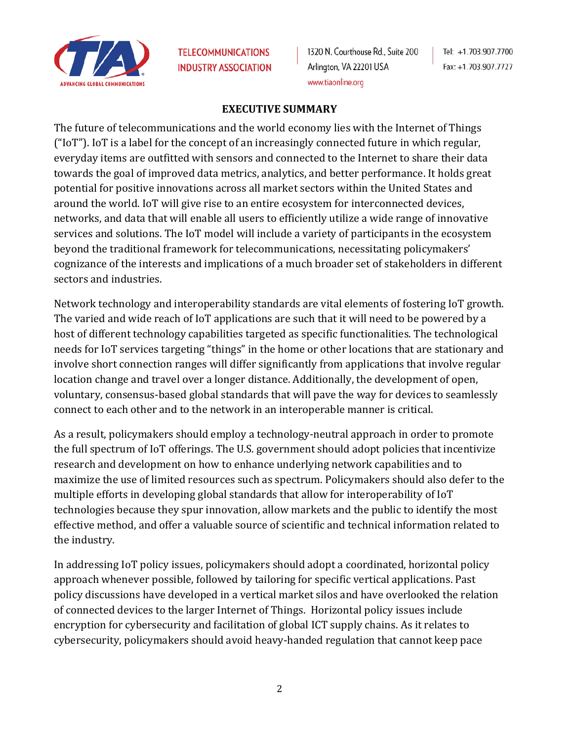## EXECUTIVE SUMMARY

The future of telecommunications and the world economy lies with the Internet of Things ("IoT"). IoT is a label for the concept of an increasingly connected future in which regular, everyday items are outfitted with sensors and connected to the Internet to share their data towards the goal of improved data metrics, analytics, and better performance. It holds great potential for positive innovations across all market sectors within the United States and around the world. IoT will give rise to an entire ecosystem for interconnected devices, networks, and data that will enable all users to efficiently utilize a wide range of innovative services and solutions. The IoT model will include a variety of participants in the ecosystem beyond the traditional framework for telecommunications, necessitating policymakers' cognizance of the interests and implications of a much broader set of stakeholders in different sectors and industries.

Network technology and interoperability standards are vital elements of fostering IoT growth. The varied and wide reach of IoT applications are such that it will need to be powered by a host of different technology capabilities targeted as specific functionalities. The technological needs for IoT services targeting "things" in the home or other locations that are stationary and involve short connection ranges will differ significantly from applications that involve regular location change and travel over a longer distance. Additionally, the development of open, voluntary, consensus-based global standards that will pave the way for devices to seamlessly connect to each other and to the network in an interoperable manner is critical.

As a result, policymakers should employ a technology-neutral approach in order to promote the full spectrum of IoT offerings. The U.S. government should adopt policies that incentivize research and development on how to enhance underlying network capabilities and to maximize the use of limited resources such as spectrum. Policymakers should also defer to the multiple efforts in developing global standards that allow for interoperability of IoT technologies because they spur innovation, allow markets and the public to identify the most effective method, and offer a valuable source of scientific and technical information related to the industry.

In addressing IoT policy issues, policymakers should adopt a coordinated, horizontal policy approach whenever possible, followed by tailoring for specific vertical applications. Past policy discussions have developed in a vertical market silos and have overlooked the relation of connected devices to the larger Internet of Things. Horizontal policy issues include encryption for cybersecurity and facilitation of global ICT supply chains. As it relates to cybersecurity, policymakers should avoid heavy-handed regulation that cannot keep pace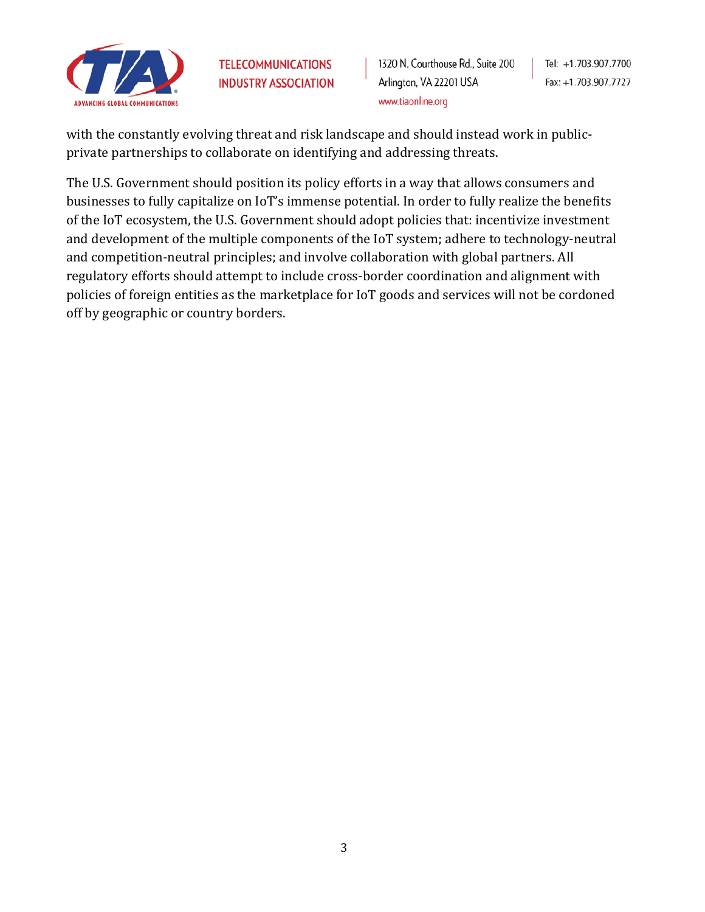with the constantly evolving threat and risk landscape and should instead work in public-private partnerships to collaborate on identifying and addressing threats.

The U.S. Government should position its policy efforts in a way that allows consumers and businesses to fully capitalize on IoT's immense potential. In order to fully realize the benefits of the IoT ecosystem, the U.S. Government should adopt policies that: incentivize investment and development of the multiple components of the IoT system; adhere to technology-neutral and competition-neutral principles; and involve collaboration with global partners. All regulatory efforts should attempt to include cross-border coordination and alignment with policies of foreign entities as the marketplace for IoT goods and services will not be cordoned off by geographic or country borders.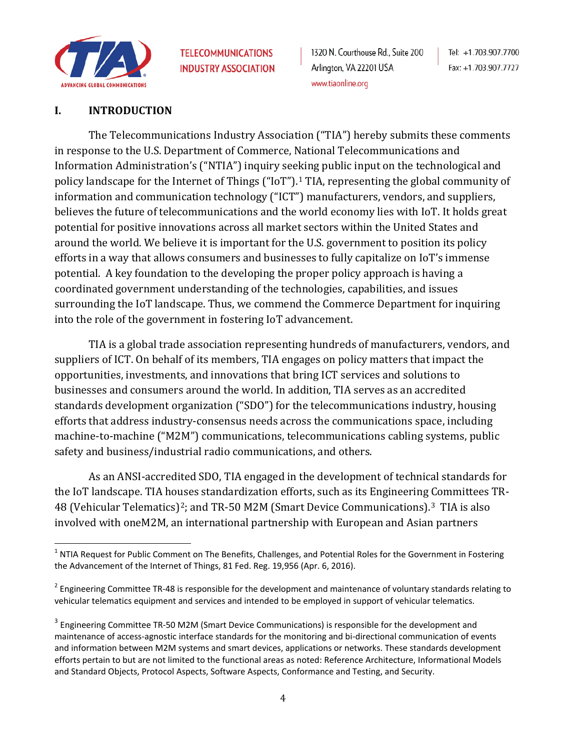## I. INTRODUCTION

The Telecommunications Industry Association ("TIA") hereby submits these comments in response to the U.S. Department of Commerce, National Telecommunications and Information Administration's ("NTIA") inquiry seeking public input on the technological and policy landscape for the Internet of Things ("IoT").[1] TIA, representing the global community of information and communication technology ("ICT") manufacturers, vendors, and suppliers, believes the future of telecommunications and the world economy lies with IoT. It holds great potential for positive innovations across all market sectors within the United States and around the world. We believe it is important for the U.S. government to position its policy efforts in a way that allows consumers and businesses to fully capitalize on IoT's immense potential. A key foundation to the developing the proper policy approach is having a coordinated government understanding of the technologies, capabilities, and issues surrounding the IoT landscape. Thus, we commend the Commerce Department for inquiring into the role of the government in fostering IoT advancement.

TIA is a global trade association representing hundreds of manufacturers, vendors, and suppliers of ICT. On behalf of its members, TIA engages on policy matters that impact the opportunities, investments, and innovations that bring ICT services and solutions to businesses and consumers around the world. In addition, TIA serves as an accredited standards development organization ("SDO") for the telecommunications industry, housing efforts that address industry-consensus needs across the communications space, including machine-to-machine ("M2M") communications, telecommunications cabling systems, public safety and business/industrial radio communications, and others.

As an ANSI-accredited SDO, TIA engaged in the development of technical standards for the IoT landscape. TIA houses standardization efforts, such as its Engineering Committees TR-48 (Vehicular Telematics)[2]; and TR-50 M2M (Smart Device Communications).[3] TIA is also involved with oneM2M, an international partnership with European and Asian partners

---

[1] NTIA Request for Public Comment on The Benefits, Challenges, and Potential Roles for the Government in Fostering the Advancement of the Internet of Things, 81 Fed. Reg. 19,956 (Apr. 6, 2016).

[2] Engineering Committee TR-48 is responsible for the development and maintenance of voluntary standards relating to vehicular telematics equipment and services and intended to be employed in support of vehicular telematics.

[3] Engineering Committee TR-50 M2M (Smart Device Communications) is responsible for the development and maintenance of access-agnostic interface standards for the monitoring and bi-directional communication of events and information between M2M systems and smart devices, applications or networks. These standards development efforts pertain to but are not limited to the functional areas as noted: Reference Architecture, Informational Models and Standard Objects, Protocol Aspects, Software Aspects, Conformance and Testing, and Security.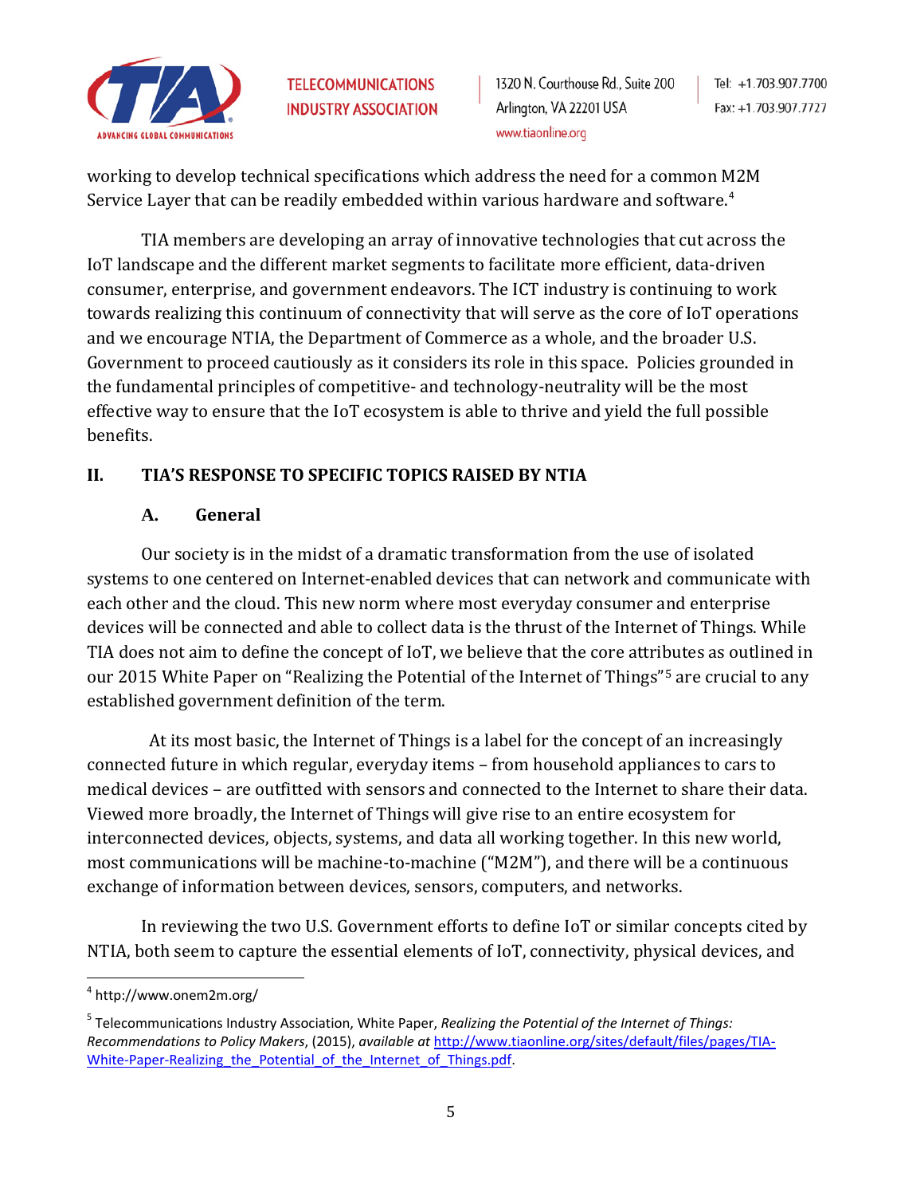working to develop technical specifications which address the need for a common M2M Service Layer that can be readily embedded within various hardware and software.[4]

TIA members are developing an array of innovative technologies that cut across the IoT landscape and the different market segments to facilitate more efficient, data-driven consumer, enterprise, and government endeavors. The ICT industry is continuing to work towards realizing this continuum of connectivity that will serve as the core of IoT operations and we encourage NTIA, the Department of Commerce as a whole, and the broader U.S. Government to proceed cautiously as it considers its role in this space. Policies grounded in the fundamental principles of competitive- and technology-neutrality will be the most effective way to ensure that the IoT ecosystem is able to thrive and yield the full possible benefits.

## II. TIA'S RESPONSE TO SPECIFIC TOPICS RAISED BY NTIA

### A. General

Our society is in the midst of a dramatic transformation from the use of isolated systems to one centered on Internet-enabled devices that can network and communicate with each other and the cloud. This new norm where most everyday consumer and enterprise devices will be connected and able to collect data is the thrust of the Internet of Things. While TIA does not aim to define the concept of IoT, we believe that the core attributes as outlined in our 2015 White Paper on "Realizing the Potential of the Internet of Things"[5] are crucial to any established government definition of the term.

At its most basic, the Internet of Things is a label for the concept of an increasingly connected future in which regular, everyday items – from household appliances to cars to medical devices – are outfitted with sensors and connected to the Internet to share their data. Viewed more broadly, the Internet of Things will give rise to an entire ecosystem for interconnected devices, objects, systems, and data all working together. In this new world, most communications will be machine-to-machine ("M2M"), and there will be a continuous exchange of information between devices, sensors, computers, and networks.

In reviewing the two U.S. Government efforts to define IoT or similar concepts cited by NTIA, both seem to capture the essential elements of IoT, connectivity, physical devices, and

---

[4] http://www.onem2m.org/

[5] Telecommunications Industry Association, White Paper, *Realizing the Potential of the Internet of Things: Recommendations to Policy Makers*, (2015), *available at* http://www.tiaonline.org/sites/default/files/pages/TIA-White-Paper-Realizing_the_Potential_of_the_Internet_of_Things.pdf.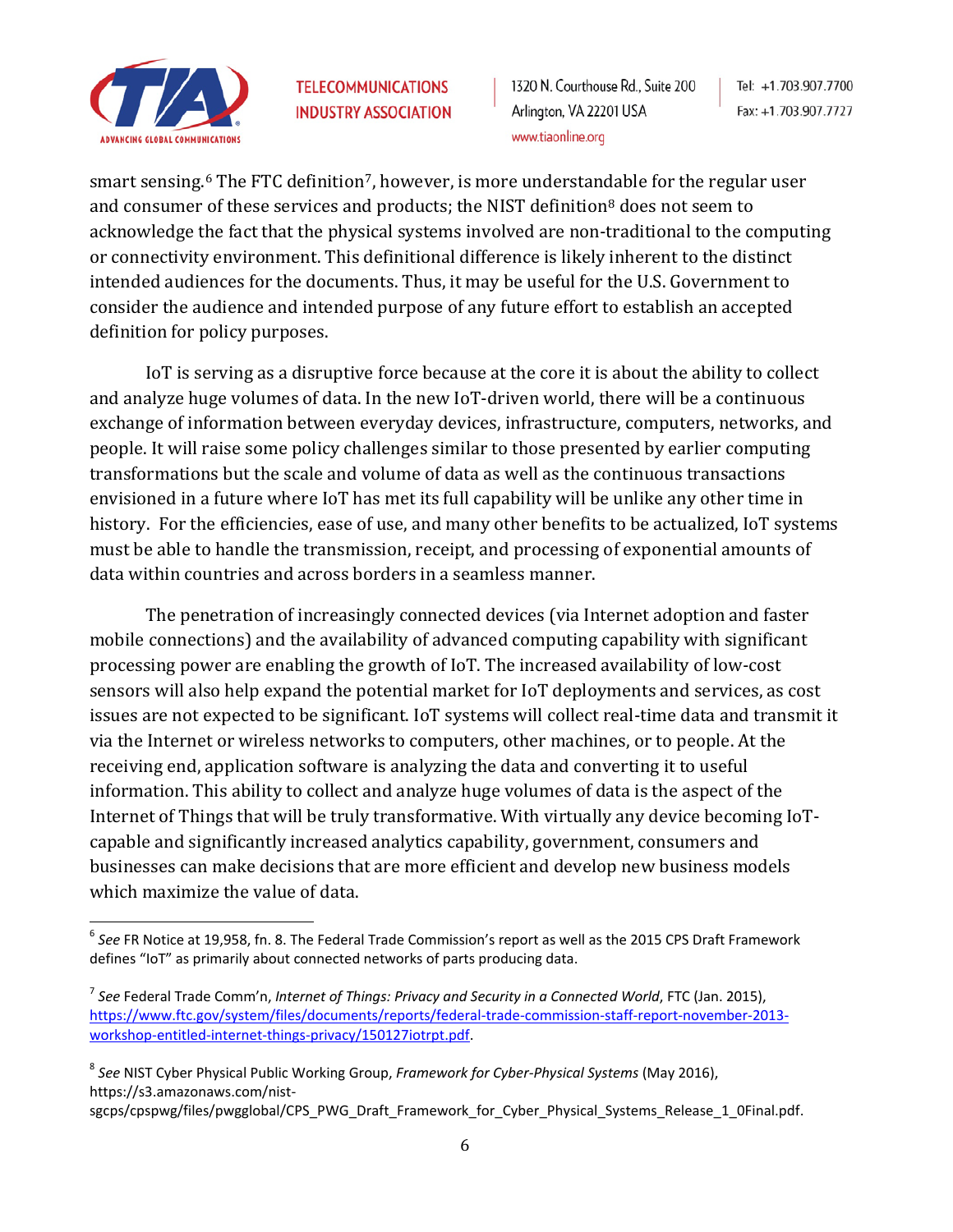smart sensing.[6] The FTC definition[7], however, is more understandable for the regular user and consumer of these services and products; the NIST definition[8] does not seem to acknowledge the fact that the physical systems involved are non-traditional to the computing or connectivity environment. This definitional difference is likely inherent to the distinct intended audiences for the documents. Thus, it may be useful for the U.S. Government to consider the audience and intended purpose of any future effort to establish an accepted definition for policy purposes.

IoT is serving as a disruptive force because at the core it is about the ability to collect and analyze huge volumes of data. In the new IoT-driven world, there will be a continuous exchange of information between everyday devices, infrastructure, computers, networks, and people. It will raise some policy challenges similar to those presented by earlier computing transformations but the scale and volume of data as well as the continuous transactions envisioned in a future where IoT has met its full capability will be unlike any other time in history. For the efficiencies, ease of use, and many other benefits to be actualized, IoT systems must be able to handle the transmission, receipt, and processing of exponential amounts of data within countries and across borders in a seamless manner.

The penetration of increasingly connected devices (via Internet adoption and faster mobile connections) and the availability of advanced computing capability with significant processing power are enabling the growth of IoT. The increased availability of low-cost sensors will also help expand the potential market for IoT deployments and services, as cost issues are not expected to be significant. IoT systems will collect real-time data and transmit it via the Internet or wireless networks to computers, other machines, or to people. At the receiving end, application software is analyzing the data and converting it to useful information. This ability to collect and analyze huge volumes of data is the aspect of the Internet of Things that will be truly transformative. With virtually any device becoming IoT-capable and significantly increased analytics capability, government, consumers and businesses can make decisions that are more efficient and develop new business models which maximize the value of data.

---

[6] *See* FR Notice at 19,958, fn. 8. The Federal Trade Commission's report as well as the 2015 CPS Draft Framework defines "IoT" as primarily about connected networks of parts producing data.

[7] *See* Federal Trade Comm'n, *Internet of Things: Privacy and Security in a Connected World*, FTC (Jan. 2015), https://www.ftc.gov/system/files/documents/reports/federal-trade-commission-staff-report-november-2013-workshop-entitled-internet-things-privacy/150127iotrpt.pdf.

[8] *See* NIST Cyber Physical Public Working Group, *Framework for Cyber-Physical Systems* (May 2016), https://s3.amazonaws.com/nist-sgcps/cpspwg/files/pwgglobal/CPS_PWG_Draft_Framework_for_Cyber_Physical_Systems_Release_1_0Final.pdf.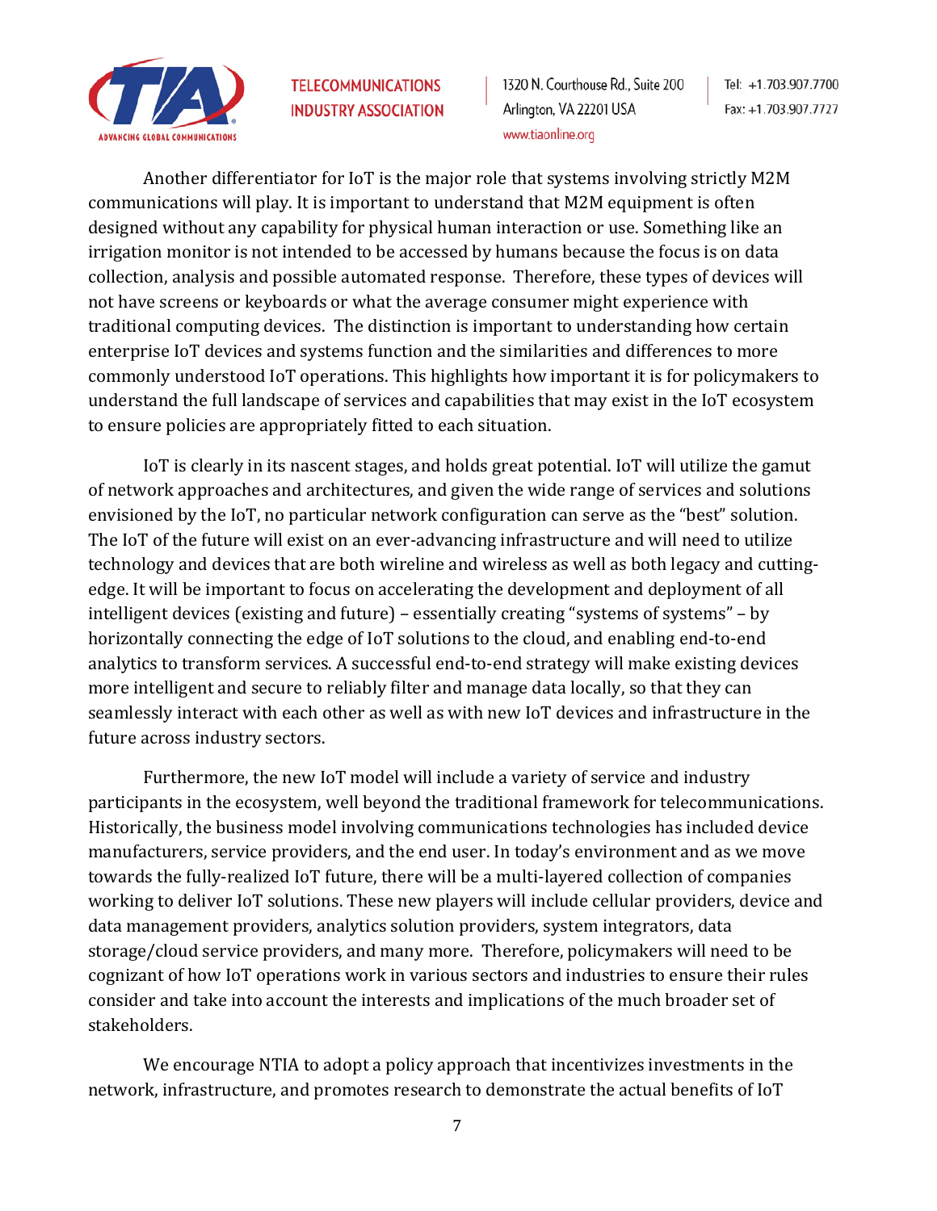Another differentiator for IoT is the major role that systems involving strictly M2M communications will play. It is important to understand that M2M equipment is often designed without any capability for physical human interaction or use. Something like an irrigation monitor is not intended to be accessed by humans because the focus is on data collection, analysis and possible automated response. Therefore, these types of devices will not have screens or keyboards or what the average consumer might experience with traditional computing devices. The distinction is important to understanding how certain enterprise IoT devices and systems function and the similarities and differences to more commonly understood IoT operations. This highlights how important it is for policymakers to understand the full landscape of services and capabilities that may exist in the IoT ecosystem to ensure policies are appropriately fitted to each situation.

IoT is clearly in its nascent stages, and holds great potential. IoT will utilize the gamut of network approaches and architectures, and given the wide range of services and solutions envisioned by the IoT, no particular network configuration can serve as the "best" solution. The IoT of the future will exist on an ever-advancing infrastructure and will need to utilize technology and devices that are both wireline and wireless as well as both legacy and cutting-edge. It will be important to focus on accelerating the development and deployment of all intelligent devices (existing and future) – essentially creating "systems of systems" – by horizontally connecting the edge of IoT solutions to the cloud, and enabling end-to-end analytics to transform services. A successful end-to-end strategy will make existing devices more intelligent and secure to reliably filter and manage data locally, so that they can seamlessly interact with each other as well as with new IoT devices and infrastructure in the future across industry sectors.

Furthermore, the new IoT model will include a variety of service and industry participants in the ecosystem, well beyond the traditional framework for telecommunications. Historically, the business model involving communications technologies has included device manufacturers, service providers, and the end user. In today's environment and as we move towards the fully-realized IoT future, there will be a multi-layered collection of companies working to deliver IoT solutions. These new players will include cellular providers, device and data management providers, analytics solution providers, system integrators, data storage/cloud service providers, and many more. Therefore, policymakers will need to be cognizant of how IoT operations work in various sectors and industries to ensure their rules consider and take into account the interests and implications of the much broader set of stakeholders.

We encourage NTIA to adopt a policy approach that incentivizes investments in the network, infrastructure, and promotes research to demonstrate the actual benefits of IoT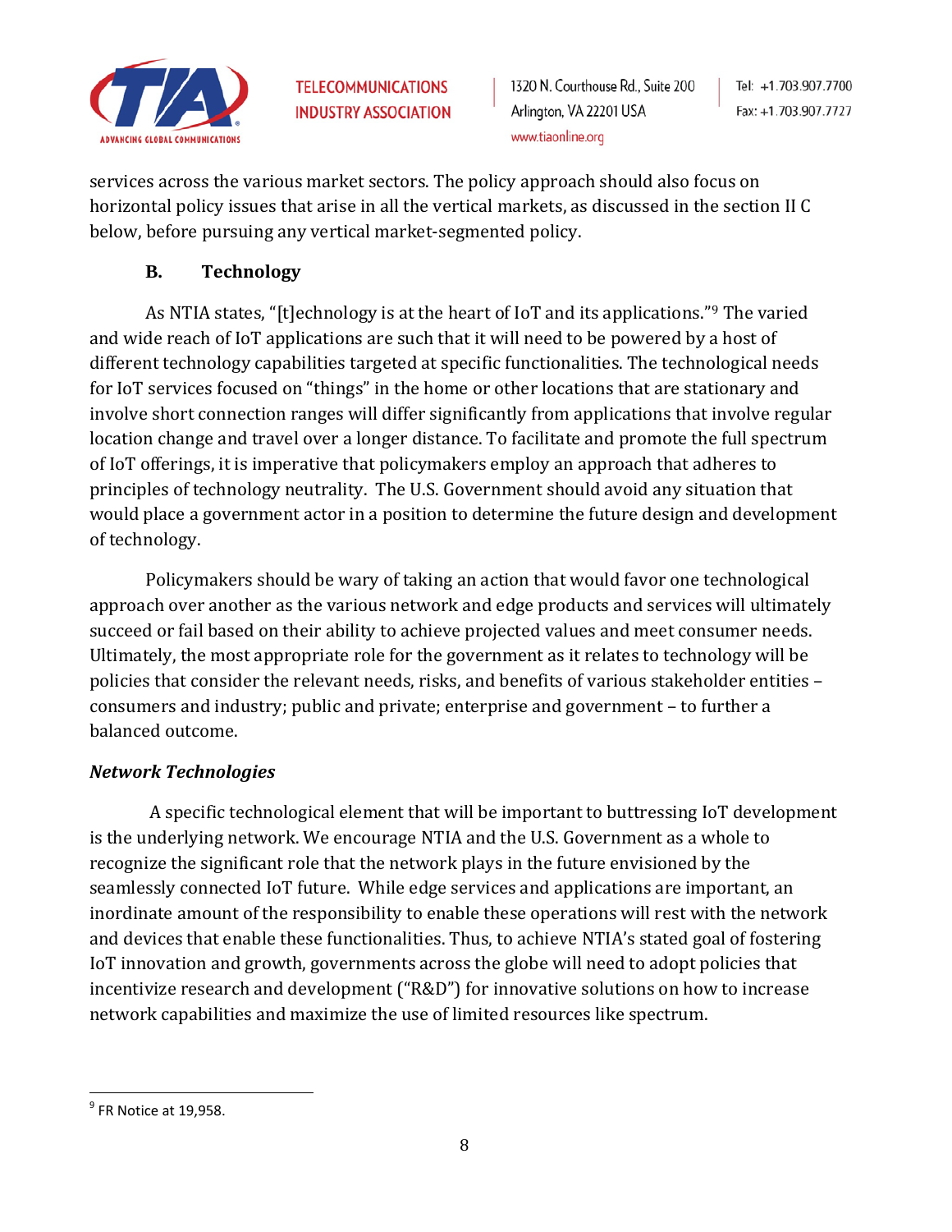services across the various market sectors. The policy approach should also focus on horizontal policy issues that arise in all the vertical markets, as discussed in the section II C below, before pursuing any vertical market-segmented policy.

### B. Technology

As NTIA states, "[t]echnology is at the heart of IoT and its applications."[9] The varied and wide reach of IoT applications are such that it will need to be powered by a host of different technology capabilities targeted at specific functionalities. The technological needs for IoT services focused on "things" in the home or other locations that are stationary and involve short connection ranges will differ significantly from applications that involve regular location change and travel over a longer distance. To facilitate and promote the full spectrum of IoT offerings, it is imperative that policymakers employ an approach that adheres to principles of technology neutrality. The U.S. Government should avoid any situation that would place a government actor in a position to determine the future design and development of technology.

Policymakers should be wary of taking an action that would favor one technological approach over another as the various network and edge products and services will ultimately succeed or fail based on their ability to achieve projected values and meet consumer needs. Ultimately, the most appropriate role for the government as it relates to technology will be policies that consider the relevant needs, risks, and benefits of various stakeholder entities – consumers and industry; public and private; enterprise and government – to further a balanced outcome.

#### *Network Technologies*

A specific technological element that will be important to buttressing IoT development is the underlying network. We encourage NTIA and the U.S. Government as a whole to recognize the significant role that the network plays in the future envisioned by the seamlessly connected IoT future. While edge services and applications are important, an inordinate amount of the responsibility to enable these operations will rest with the network and devices that enable these functionalities. Thus, to achieve NTIA's stated goal of fostering IoT innovation and growth, governments across the globe will need to adopt policies that incentivize research and development ("R&D") for innovative solutions on how to increase network capabilities and maximize the use of limited resources like spectrum.

---

[9] FR Notice at 19,958.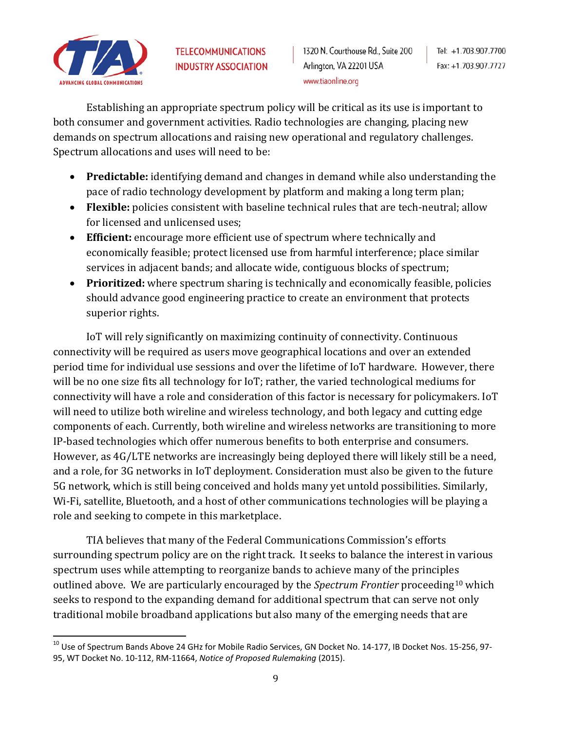Establishing an appropriate spectrum policy will be critical as its use is important to both consumer and government activities. Radio technologies are changing, placing new demands on spectrum allocations and raising new operational and regulatory challenges. Spectrum allocations and uses will need to be:

- **Predictable:** identifying demand and changes in demand while also understanding the pace of radio technology development by platform and making a long term plan;
- **Flexible:** policies consistent with baseline technical rules that are tech-neutral; allow for licensed and unlicensed uses;
- **Efficient:** encourage more efficient use of spectrum where technically and economically feasible; protect licensed use from harmful interference; place similar services in adjacent bands; and allocate wide, contiguous blocks of spectrum;
- **Prioritized:** where spectrum sharing is technically and economically feasible, policies should advance good engineering practice to create an environment that protects superior rights.

IoT will rely significantly on maximizing continuity of connectivity. Continuous connectivity will be required as users move geographical locations and over an extended period time for individual use sessions and over the lifetime of IoT hardware. However, there will be no one size fits all technology for IoT; rather, the varied technological mediums for connectivity will have a role and consideration of this factor is necessary for policymakers. IoT will need to utilize both wireline and wireless technology, and both legacy and cutting edge components of each. Currently, both wireline and wireless networks are transitioning to more IP-based technologies which offer numerous benefits to both enterprise and consumers. However, as 4G/LTE networks are increasingly being deployed there will likely still be a need, and a role, for 3G networks in IoT deployment. Consideration must also be given to the future 5G network, which is still being conceived and holds many yet untold possibilities. Similarly, Wi-Fi, satellite, Bluetooth, and a host of other communications technologies will be playing a role and seeking to compete in this marketplace.

TIA believes that many of the Federal Communications Commission's efforts surrounding spectrum policy are on the right track. It seeks to balance the interest in various spectrum uses while attempting to reorganize bands to achieve many of the principles outlined above. We are particularly encouraged by the *Spectrum Frontier* proceeding[10] which seeks to respond to the expanding demand for additional spectrum that can serve not only traditional mobile broadband applications but also many of the emerging needs that are

---

[10] Use of Spectrum Bands Above 24 GHz for Mobile Radio Services, GN Docket No. 14-177, IB Docket Nos. 15-256, 97-95, WT Docket No. 10-112, RM-11664, *Notice of Proposed Rulemaking* (2015).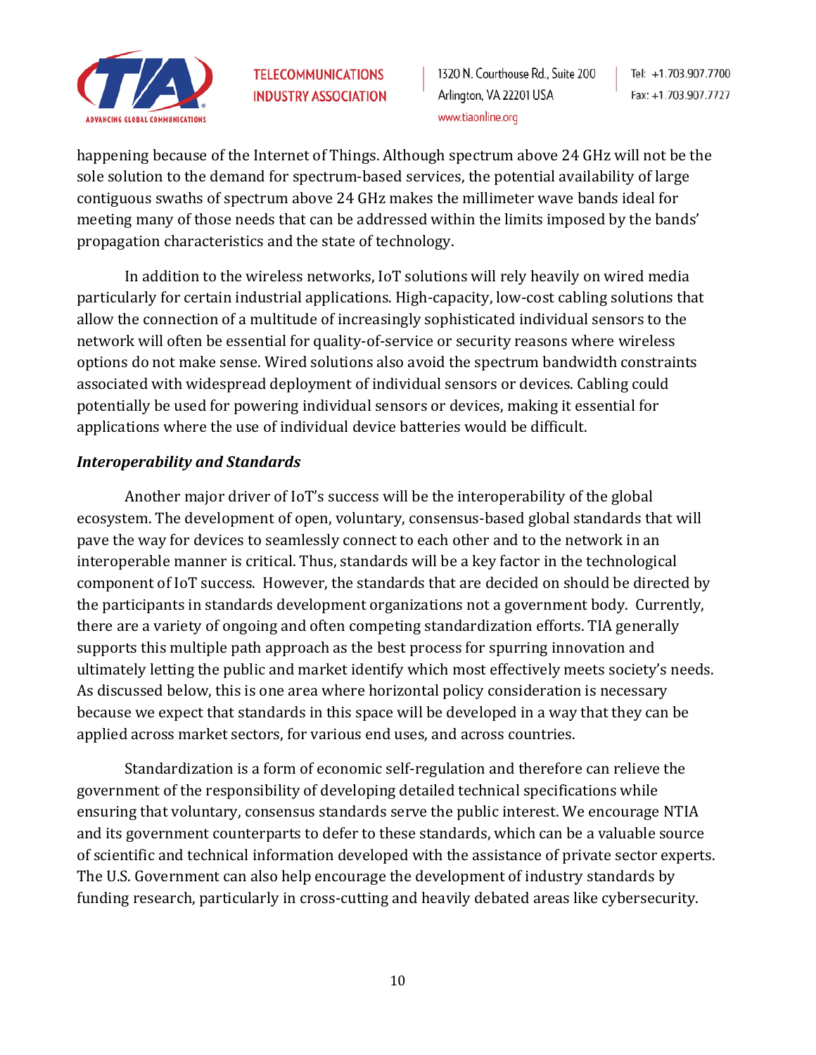happening because of the Internet of Things. Although spectrum above 24 GHz will not be the sole solution to the demand for spectrum-based services, the potential availability of large contiguous swaths of spectrum above 24 GHz makes the millimeter wave bands ideal for meeting many of those needs that can be addressed within the limits imposed by the bands' propagation characteristics and the state of technology.

In addition to the wireless networks, IoT solutions will rely heavily on wired media particularly for certain industrial applications. High-capacity, low-cost cabling solutions that allow the connection of a multitude of increasingly sophisticated individual sensors to the network will often be essential for quality-of-service or security reasons where wireless options do not make sense. Wired solutions also avoid the spectrum bandwidth constraints associated with widespread deployment of individual sensors or devices. Cabling could potentially be used for powering individual sensors or devices, making it essential for applications where the use of individual device batteries would be difficult.

### *Interoperability and Standards*

Another major driver of IoT's success will be the interoperability of the global ecosystem. The development of open, voluntary, consensus-based global standards that will pave the way for devices to seamlessly connect to each other and to the network in an interoperable manner is critical. Thus, standards will be a key factor in the technological component of IoT success. However, the standards that are decided on should be directed by the participants in standards development organizations not a government body. Currently, there are a variety of ongoing and often competing standardization efforts. TIA generally supports this multiple path approach as the best process for spurring innovation and ultimately letting the public and market identify which most effectively meets society's needs. As discussed below, this is one area where horizontal policy consideration is necessary because we expect that standards in this space will be developed in a way that they can be applied across market sectors, for various end uses, and across countries.

Standardization is a form of economic self-regulation and therefore can relieve the government of the responsibility of developing detailed technical specifications while ensuring that voluntary, consensus standards serve the public interest. We encourage NTIA and its government counterparts to defer to these standards, which can be a valuable source of scientific and technical information developed with the assistance of private sector experts. The U.S. Government can also help encourage the development of industry standards by funding research, particularly in cross-cutting and heavily debated areas like cybersecurity.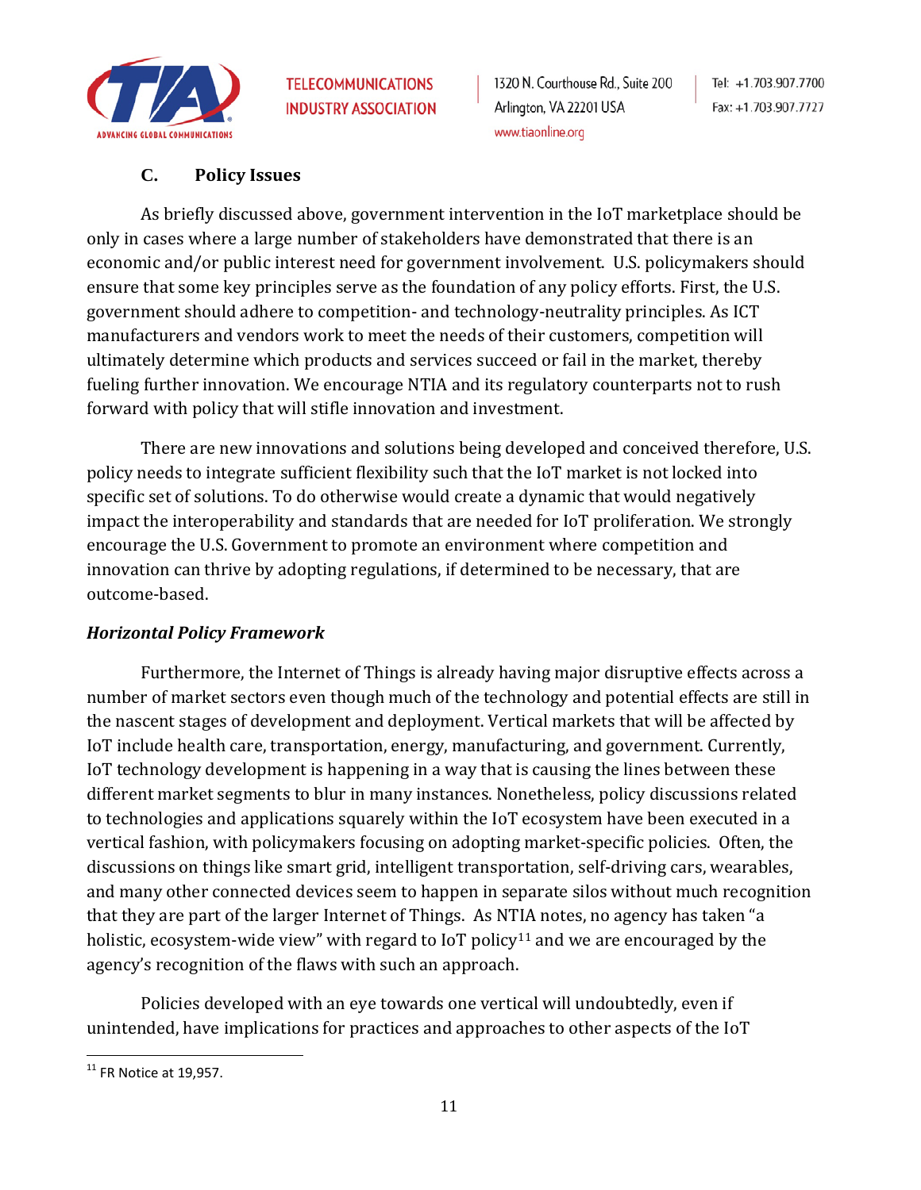### C. Policy Issues

As briefly discussed above, government intervention in the IoT marketplace should be only in cases where a large number of stakeholders have demonstrated that there is an economic and/or public interest need for government involvement. U.S. policymakers should ensure that some key principles serve as the foundation of any policy efforts. First, the U.S. government should adhere to competition- and technology-neutrality principles. As ICT manufacturers and vendors work to meet the needs of their customers, competition will ultimately determine which products and services succeed or fail in the market, thereby fueling further innovation. We encourage NTIA and its regulatory counterparts not to rush forward with policy that will stifle innovation and investment.

There are new innovations and solutions being developed and conceived therefore, U.S. policy needs to integrate sufficient flexibility such that the IoT market is not locked into specific set of solutions. To do otherwise would create a dynamic that would negatively impact the interoperability and standards that are needed for IoT proliferation. We strongly encourage the U.S. Government to promote an environment where competition and innovation can thrive by adopting regulations, if determined to be necessary, that are outcome-based.

***Horizontal Policy Framework***

Furthermore, the Internet of Things is already having major disruptive effects across a number of market sectors even though much of the technology and potential effects are still in the nascent stages of development and deployment. Vertical markets that will be affected by IoT include health care, transportation, energy, manufacturing, and government. Currently, IoT technology development is happening in a way that is causing the lines between these different market segments to blur in many instances. Nonetheless, policy discussions related to technologies and applications squarely within the IoT ecosystem have been executed in a vertical fashion, with policymakers focusing on adopting market-specific policies. Often, the discussions on things like smart grid, intelligent transportation, self-driving cars, wearables, and many other connected devices seem to happen in separate silos without much recognition that they are part of the larger Internet of Things. As NTIA notes, no agency has taken "a holistic, ecosystem-wide view" with regard to IoT policy[11] and we are encouraged by the agency's recognition of the flaws with such an approach.

Policies developed with an eye towards one vertical will undoubtedly, even if unintended, have implications for practices and approaches to other aspects of the IoT

[11] FR Notice at 19,957.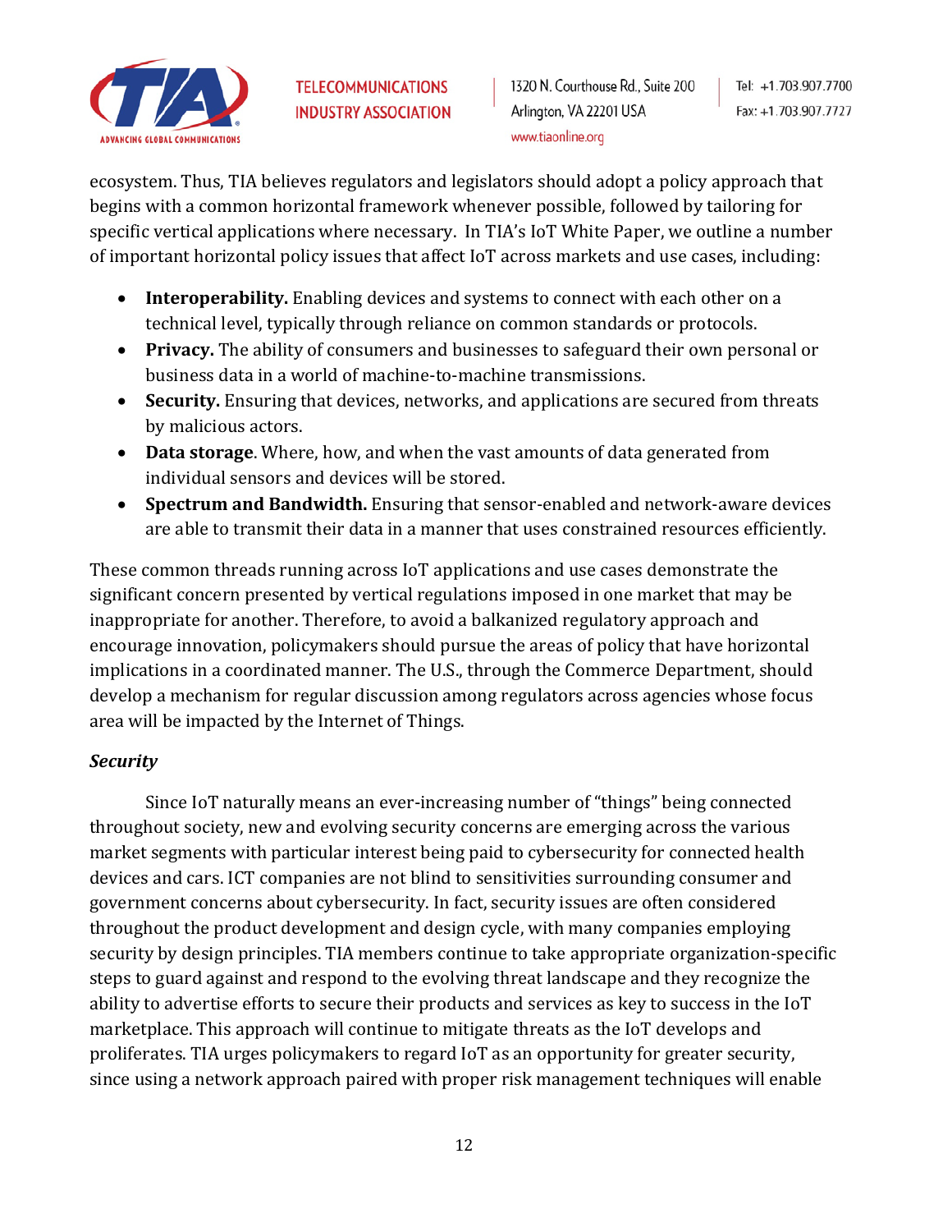ecosystem. Thus, TIA believes regulators and legislators should adopt a policy approach that begins with a common horizontal framework whenever possible, followed by tailoring for specific vertical applications where necessary. In TIA's IoT White Paper, we outline a number of important horizontal policy issues that affect IoT across markets and use cases, including:

- **Interoperability.** Enabling devices and systems to connect with each other on a technical level, typically through reliance on common standards or protocols.
- **Privacy.** The ability of consumers and businesses to safeguard their own personal or business data in a world of machine-to-machine transmissions.
- **Security.** Ensuring that devices, networks, and applications are secured from threats by malicious actors.
- **Data storage**. Where, how, and when the vast amounts of data generated from individual sensors and devices will be stored.
- **Spectrum and Bandwidth.** Ensuring that sensor-enabled and network-aware devices are able to transmit their data in a manner that uses constrained resources efficiently.

These common threads running across IoT applications and use cases demonstrate the significant concern presented by vertical regulations imposed in one market that may be inappropriate for another. Therefore, to avoid a balkanized regulatory approach and encourage innovation, policymakers should pursue the areas of policy that have horizontal implications in a coordinated manner. The U.S., through the Commerce Department, should develop a mechanism for regular discussion among regulators across agencies whose focus area will be impacted by the Internet of Things.

***Security***

Since IoT naturally means an ever-increasing number of "things" being connected throughout society, new and evolving security concerns are emerging across the various market segments with particular interest being paid to cybersecurity for connected health devices and cars. ICT companies are not blind to sensitivities surrounding consumer and government concerns about cybersecurity. In fact, security issues are often considered throughout the product development and design cycle, with many companies employing security by design principles. TIA members continue to take appropriate organization-specific steps to guard against and respond to the evolving threat landscape and they recognize the ability to advertise efforts to secure their products and services as key to success in the IoT marketplace. This approach will continue to mitigate threats as the IoT develops and proliferates. TIA urges policymakers to regard IoT as an opportunity for greater security, since using a network approach paired with proper risk management techniques will enable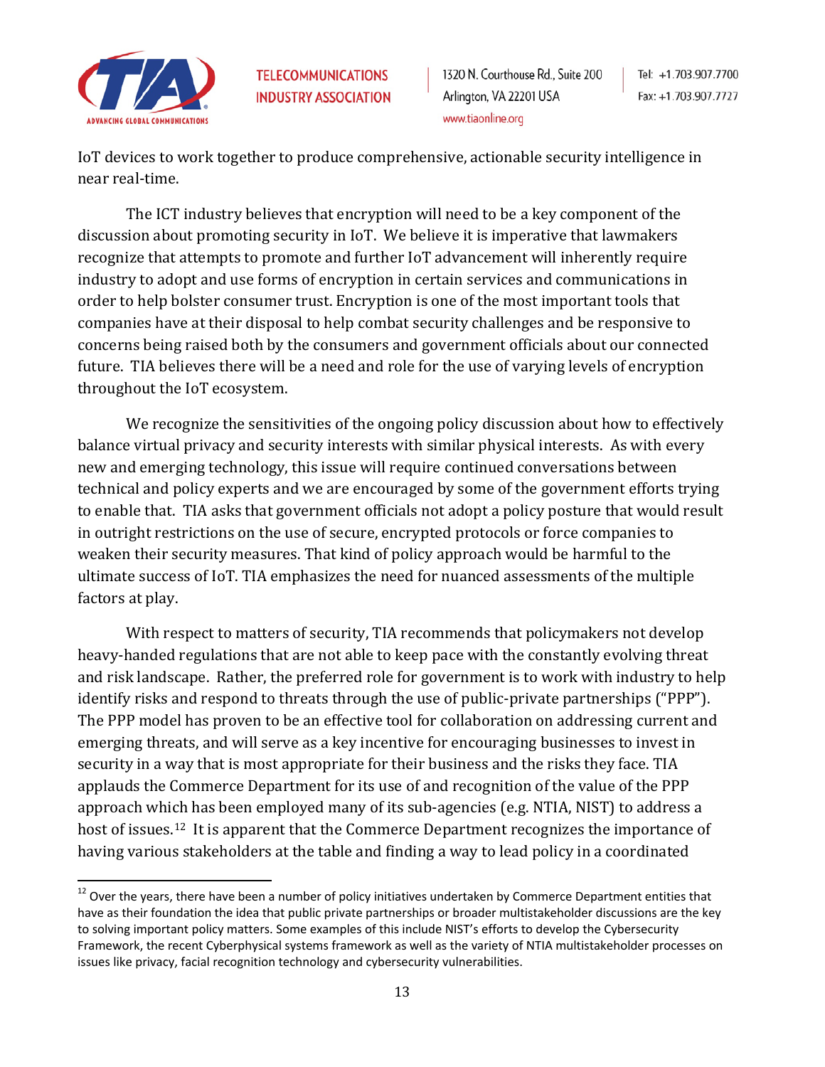IoT devices to work together to produce comprehensive, actionable security intelligence in near real-time.

The ICT industry believes that encryption will need to be a key component of the discussion about promoting security in IoT. We believe it is imperative that lawmakers recognize that attempts to promote and further IoT advancement will inherently require industry to adopt and use forms of encryption in certain services and communications in order to help bolster consumer trust. Encryption is one of the most important tools that companies have at their disposal to help combat security challenges and be responsive to concerns being raised both by the consumers and government officials about our connected future. TIA believes there will be a need and role for the use of varying levels of encryption throughout the IoT ecosystem.

We recognize the sensitivities of the ongoing policy discussion about how to effectively balance virtual privacy and security interests with similar physical interests. As with every new and emerging technology, this issue will require continued conversations between technical and policy experts and we are encouraged by some of the government efforts trying to enable that. TIA asks that government officials not adopt a policy posture that would result in outright restrictions on the use of secure, encrypted protocols or force companies to weaken their security measures. That kind of policy approach would be harmful to the ultimate success of IoT. TIA emphasizes the need for nuanced assessments of the multiple factors at play.

With respect to matters of security, TIA recommends that policymakers not develop heavy-handed regulations that are not able to keep pace with the constantly evolving threat and risk landscape. Rather, the preferred role for government is to work with industry to help identify risks and respond to threats through the use of public-private partnerships ("PPP"). The PPP model has proven to be an effective tool for collaboration on addressing current and emerging threats, and will serve as a key incentive for encouraging businesses to invest in security in a way that is most appropriate for their business and the risks they face. TIA applauds the Commerce Department for its use of and recognition of the value of the PPP approach which has been employed many of its sub-agencies (e.g. NTIA, NIST) to address a host of issues.[12] It is apparent that the Commerce Department recognizes the importance of having various stakeholders at the table and finding a way to lead policy in a coordinated

---

[12] Over the years, there have been a number of policy initiatives undertaken by Commerce Department entities that have as their foundation the idea that public private partnerships or broader multistakeholder discussions are the key to solving important policy matters. Some examples of this include NIST's efforts to develop the Cybersecurity Framework, the recent Cyberphysical systems framework as well as the variety of NTIA multistakeholder processes on issues like privacy, facial recognition technology and cybersecurity vulnerabilities.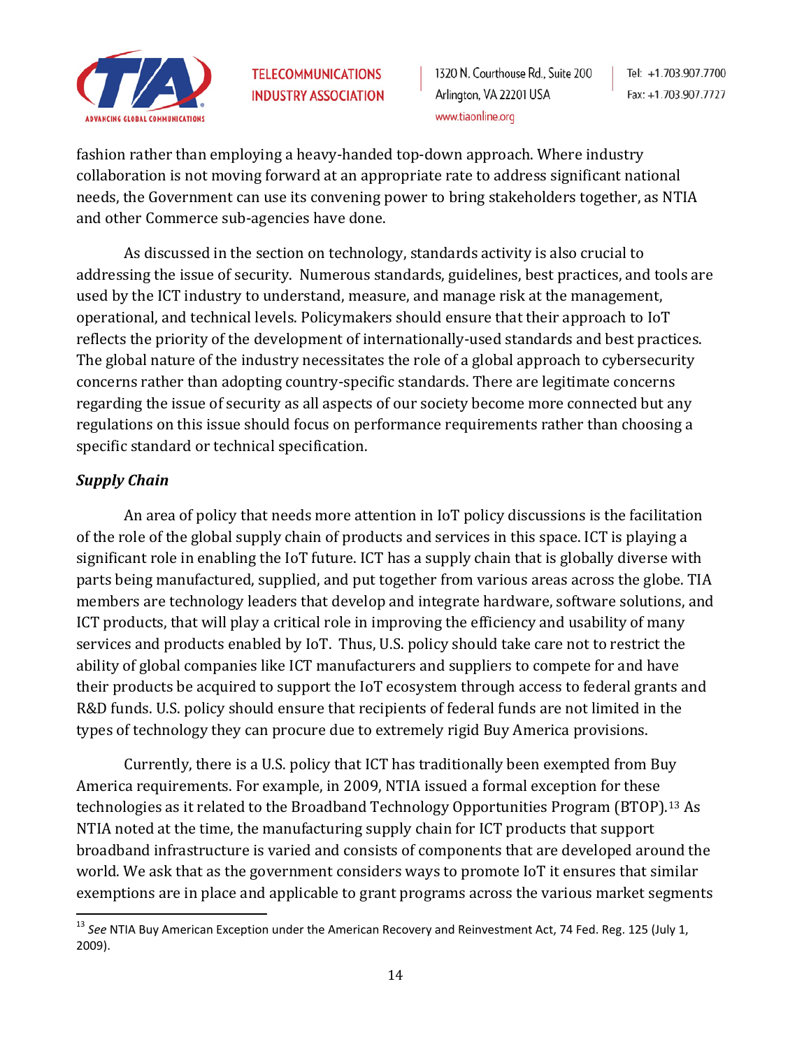fashion rather than employing a heavy-handed top-down approach. Where industry collaboration is not moving forward at an appropriate rate to address significant national needs, the Government can use its convening power to bring stakeholders together, as NTIA and other Commerce sub-agencies have done.

As discussed in the section on technology, standards activity is also crucial to addressing the issue of security. Numerous standards, guidelines, best practices, and tools are used by the ICT industry to understand, measure, and manage risk at the management, operational, and technical levels. Policymakers should ensure that their approach to IoT reflects the priority of the development of internationally-used standards and best practices. The global nature of the industry necessitates the role of a global approach to cybersecurity concerns rather than adopting country-specific standards. There are legitimate concerns regarding the issue of security as all aspects of our society become more connected but any regulations on this issue should focus on performance requirements rather than choosing a specific standard or technical specification.

***Supply Chain***

An area of policy that needs more attention in IoT policy discussions is the facilitation of the role of the global supply chain of products and services in this space. ICT is playing a significant role in enabling the IoT future. ICT has a supply chain that is globally diverse with parts being manufactured, supplied, and put together from various areas across the globe. TIA members are technology leaders that develop and integrate hardware, software solutions, and ICT products, that will play a critical role in improving the efficiency and usability of many services and products enabled by IoT. Thus, U.S. policy should take care not to restrict the ability of global companies like ICT manufacturers and suppliers to compete for and have their products be acquired to support the IoT ecosystem through access to federal grants and R&D funds. U.S. policy should ensure that recipients of federal funds are not limited in the types of technology they can procure due to extremely rigid Buy America provisions.

Currently, there is a U.S. policy that ICT has traditionally been exempted from Buy America requirements. For example, in 2009, NTIA issued a formal exception for these technologies as it related to the Broadband Technology Opportunities Program (BTOP).[13] As NTIA noted at the time, the manufacturing supply chain for ICT products that support broadband infrastructure is varied and consists of components that are developed around the world. We ask that as the government considers ways to promote IoT it ensures that similar exemptions are in place and applicable to grant programs across the various market segments

---

[13] *See* NTIA Buy American Exception under the American Recovery and Reinvestment Act, 74 Fed. Reg. 125 (July 1, 2009).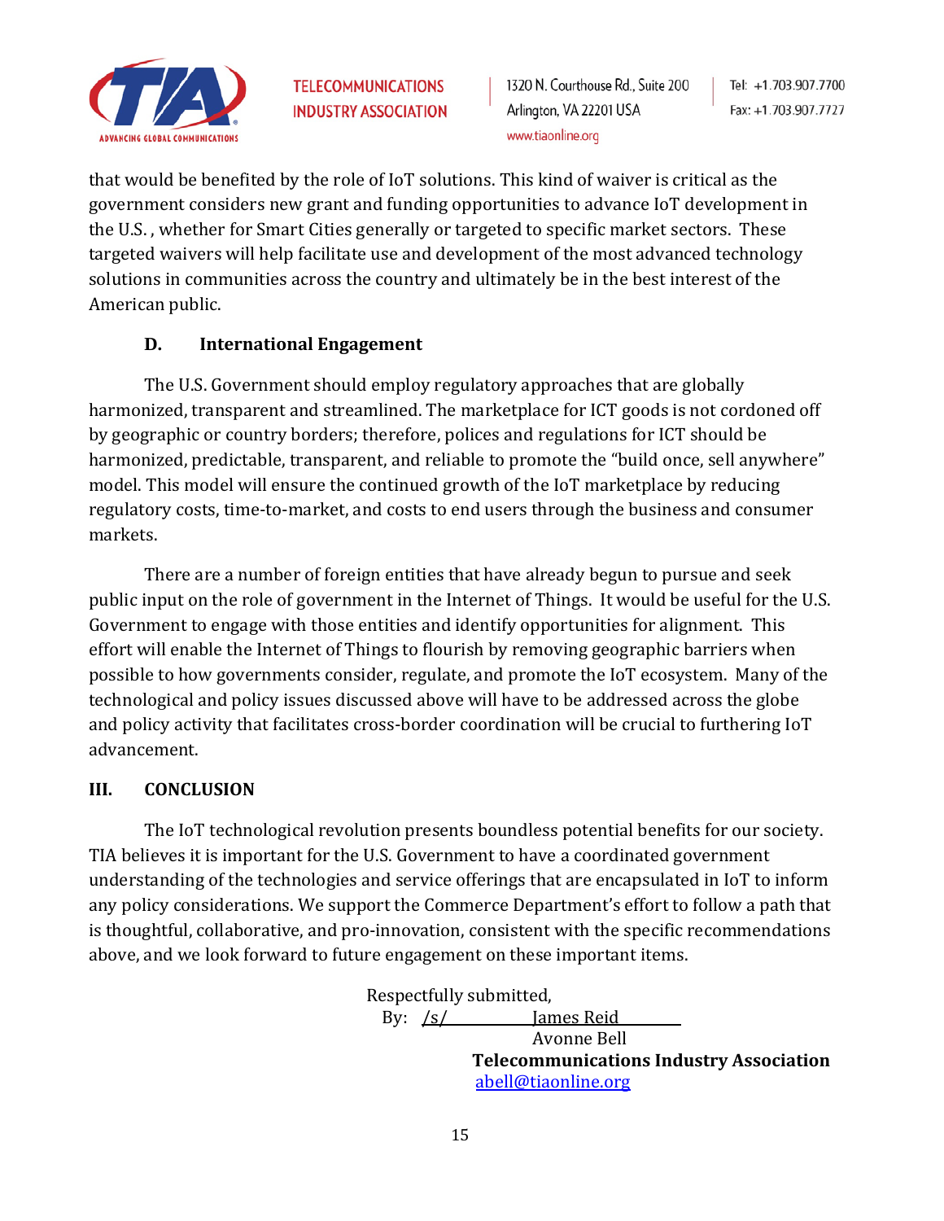that would be benefited by the role of IoT solutions. This kind of waiver is critical as the government considers new grant and funding opportunities to advance IoT development in the U.S. , whether for Smart Cities generally or targeted to specific market sectors. These targeted waivers will help facilitate use and development of the most advanced technology solutions in communities across the country and ultimately be in the best interest of the American public.

### D. International Engagement

The U.S. Government should employ regulatory approaches that are globally harmonized, transparent and streamlined. The marketplace for ICT goods is not cordoned off by geographic or country borders; therefore, polices and regulations for ICT should be harmonized, predictable, transparent, and reliable to promote the "build once, sell anywhere" model. This model will ensure the continued growth of the IoT marketplace by reducing regulatory costs, time-to-market, and costs to end users through the business and consumer markets.

There are a number of foreign entities that have already begun to pursue and seek public input on the role of government in the Internet of Things. It would be useful for the U.S. Government to engage with those entities and identify opportunities for alignment. This effort will enable the Internet of Things to flourish by removing geographic barriers when possible to how governments consider, regulate, and promote the IoT ecosystem. Many of the technological and policy issues discussed above will have to be addressed across the globe and policy activity that facilitates cross-border coordination will be crucial to furthering IoT advancement.

## III. CONCLUSION

The IoT technological revolution presents boundless potential benefits for our society. TIA believes it is important for the U.S. Government to have a coordinated government understanding of the technologies and service offerings that are encapsulated in IoT to inform any policy considerations. We support the Commerce Department's effort to follow a path that is thoughtful, collaborative, and pro-innovation, consistent with the specific recommendations above, and we look forward to future engagement on these important items.

Respectfully submitted,

By: /s/ James Reid

Avonne Bell

**Telecommunications Industry Association**

abell@tiaonline.org